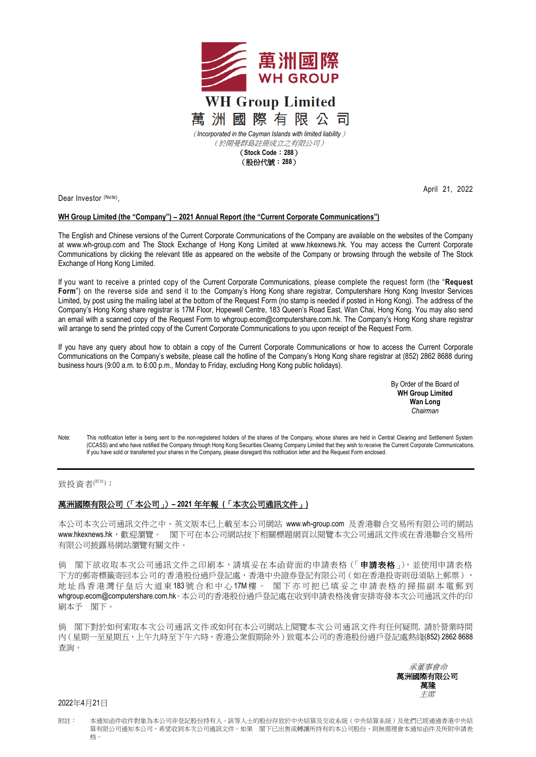萬洲國際
WH GROUP

# WH Group Limited
# 萬 洲 國 際 有 限 公 司

*(Incorporated in the Cayman Islands with limited liability)*
*(於開曼群島註冊成立之有限公司)*
**(Stock Code：288)**
**(股份代號：288)**

April 21, 2022

Dear Investor [(Note)],

**WH Group Limited (the "Company") – 2021 Annual Report (the "Current Corporate Communications")**

The English and Chinese versions of the Current Corporate Communications of the Company are available on the websites of the Company at www.wh-group.com and The Stock Exchange of Hong Kong Limited at www.hkexnews.hk. You may access the Current Corporate Communications by clicking the relevant title as appeared on the website of the Company or browsing through the website of The Stock Exchange of Hong Kong Limited.

If you want to receive a printed copy of the Current Corporate Communications, please complete the request form (the "**Request Form**") on the reverse side and send it to the Company's Hong Kong share registrar, Computershare Hong Kong Investor Services Limited, by post using the mailing label at the bottom of the Request Form (no stamp is needed if posted in Hong Kong). The address of the Company's Hong Kong share registrar is 17M Floor, Hopewell Centre, 183 Queen's Road East, Wan Chai, Hong Kong. You may also send an email with a scanned copy of the Request Form to whgroup.ecom@computershare.com.hk. The Company's Hong Kong share registrar will arrange to send the printed copy of the Current Corporate Communications to you upon receipt of the Request Form.

If you have any query about how to obtain a copy of the Current Corporate Communications or how to access the Current Corporate Communications on the Company's website, please call the hotline of the Company's Hong Kong share registrar at (852) 2862 8688 during business hours (9:00 a.m. to 6:00 p.m., Monday to Friday, excluding Hong Kong public holidays).

By Order of the Board of
**WH Group Limited**
**Wan Long**
*Chairman*

Note: This notification letter is being sent to the non-registered holders of the shares of the Company, whose shares are held in Central Clearing and Settlement System (CCASS) and who have notified the Company through Hong Kong Securities Clearing Company Limited that they wish to receive the Current Corporate Communications. If you have sold or transferred your shares in the Company, please disregard this notification letter and the Request Form enclosed.

---

致投資者[(附註)]：

**萬洲國際有限公司（「本公司」）– 2021 年年報（「本次公司通訊文件」）**

本公司本次公司通訊文件之中、英文版本已上載至本公司網站 www.wh-group.com 及香港聯合交易所有限公司的網站 www.hkexnews.hk，歡迎瀏覽。　閣下可在本公司網站按下相關標題網頁以閱覽本次公司通訊文件或在香港聯合交易所有限公司披露易網站瀏覽有關文件。

倘　閣下欲收取本次公司通訊文件之印刷本，請填妥在本函背面的申請表格（「**申請表格**」），並使用申請表格下方的郵寄標籤寄回本公司的香港股份過戶登記處，香港中央證券登記有限公司（如在香港投寄則毋須貼上郵票），地址為香港灣仔皇后大道東183號合和中心17M樓。　閣下亦可把已填妥之申請表格的掃描副本電郵到 whgroup.ecom@computershare.com.hk。本公司的香港股份過戶登記處在收到申請表格後會安排寄發本次公司通訊文件的印刷本予　閣下。

倘　閣下對於如何索取本次公司通訊文件或如何在本公司網站上閱覽本次公司通訊文件有任何疑問，請於營業時間內（星期一至星期五，上午九時至下午六時，香港公眾假期除外）致電本公司的香港股份過戶登記處熱綫(852) 2862 8688查詢。

*承董事會命*
**萬洲國際有限公司**
**萬隆**
*主席*

2022年4月21日

附註：本通知函件收件對象為本公司非登記股份持有人。該等人士的股份存放於中央結算及交收系統（中央結算系統）及他們已經通過香港中央結算有限公司通知本公司，希望收到本次公司通訊文件。如果　閣下已出售或轉讓所持有的本公司股份，則無需理會本通知函件及所附申請表格。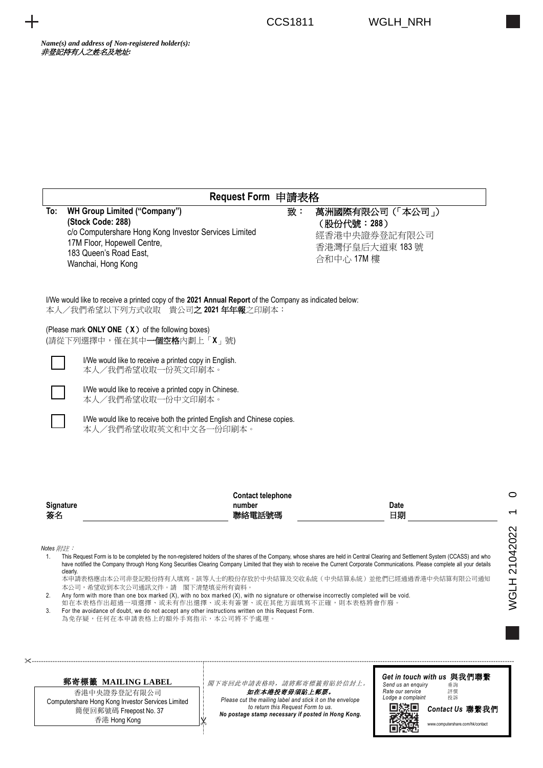*Name(s) and address of Non-registered holder(s):*
***非登記持有人之姓名及地址:***

## Request Form 申請表格

**To: WH Group Limited ("Company")**
**(Stock Code: 288)**
c/o Computershare Hong Kong Investor Services Limited
17M Floor, Hopewell Centre,
183 Queen's Road East,
Wanchai, Hong Kong

**致： 萬洲國際有限公司（「本公司」）**
**（股份代號：288）**
經香港中央證券登記有限公司
香港灣仔皇后大道東 183 號
合和中心 17M 樓

I/We would like to receive a printed copy of the **2021 Annual Report** of the Company as indicated below:
本人／我們希望以下列方式收取　貴公司之 **2021 年年報**之印刷本：

(Please mark **ONLY ONE**（**X**）of the following boxes)
(請從下列選擇中，僅在其中**一個空格**內劃上「**X**」號)

☐ I/We would like to receive a printed copy in English.
本人／我們希望收取一份英文印刷本。

☐ I/We would like to receive a printed copy in Chinese.
本人／我們希望收取一份中文印刷本。

☐ I/We would like to receive both the printed English and Chinese copies.
本人／我們希望收取英文和中文各一份印刷本。

**Signature 簽名** ____________________ **Contact telephone number 聯絡電話號碼** ____________________ **Date 日期** ____________________

*Notes 附註：*

1. This Request Form is to be completed by the non-registered holders of the shares of the Company, whose shares are held in Central Clearing and Settlement System (CCASS) and who have notified the Company through Hong Kong Securities Clearing Company Limited that they wish to receive the Current Corporate Communications. Please complete all your details clearly.
   本申請表格應由本公司非登記股份持有人填寫。該等人士的股份存放於中央結算及交收系統（中央結算系統）並他們已經通過香港中央結算有限公司通知本公司，希望收到本次公司通訊文件。請　閣下清楚填妥所有資料。
2. Any form with more than one box marked (X), with no box marked (X), with no signature or otherwise incorrectly completed will be void.
   如在本表格作出超過一項選擇、或未有作出選擇、或未有簽署、或在其他方面填寫不正確，則本表格將會作廢。
3. For the avoidance of doubt, we do not accept any other instructions written on this Request Form.
   為免存疑，任何在本申請表格上的額外手寫指示，本公司將不予處理。

**郵寄標籤 MAILING LABEL**
香港中央證券登記有限公司
Computershare Hong Kong Investor Services Limited
簡便回郵號碼 Freepost No. 37
香港 Hong Kong

*閣下寄回此申請表格時，請將郵寄標籤剪貼於信封上。*
***如在本港投寄毋須貼上郵票。***
*Please cut the mailing label and stick it on the envelope to return this Request Form to us.*
***No postage stamp necessary if posted in Hong Kong.***

***Get in touch with us* 與我們聯繫**
*Send us an enquiry* 垂詢
*Rate our service* 評價
*Lodge a complaint* 投訴
***Contact Us* 聯繫我們**
www.computershare.com/hk/contact